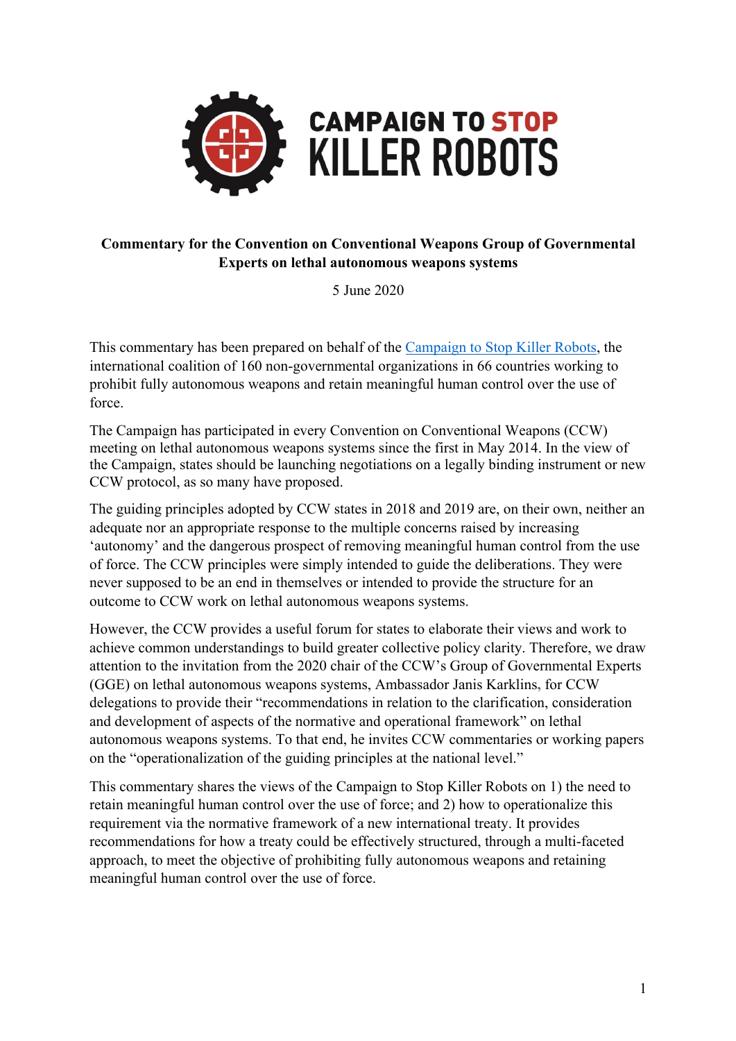# CAMPAIGN TO STOP KILLER ROBOTS

**Commentary for the Convention on Conventional Weapons Group of Governmental Experts on lethal autonomous weapons systems**

5 June 2020

This commentary has been prepared on behalf of the [Campaign to Stop Killer Robots](), the international coalition of 160 non-governmental organizations in 66 countries working to prohibit fully autonomous weapons and retain meaningful human control over the use of force.

The Campaign has participated in every Convention on Conventional Weapons (CCW) meeting on lethal autonomous weapons systems since the first in May 2014. In the view of the Campaign, states should be launching negotiations on a legally binding instrument or new CCW protocol, as so many have proposed.

The guiding principles adopted by CCW states in 2018 and 2019 are, on their own, neither an adequate nor an appropriate response to the multiple concerns raised by increasing 'autonomy' and the dangerous prospect of removing meaningful human control from the use of force. The CCW principles were simply intended to guide the deliberations. They were never supposed to be an end in themselves or intended to provide the structure for an outcome to CCW work on lethal autonomous weapons systems.

However, the CCW provides a useful forum for states to elaborate their views and work to achieve common understandings to build greater collective policy clarity. Therefore, we draw attention to the invitation from the 2020 chair of the CCW's Group of Governmental Experts (GGE) on lethal autonomous weapons systems, Ambassador Janis Karklins, for CCW delegations to provide their "recommendations in relation to the clarification, consideration and development of aspects of the normative and operational framework" on lethal autonomous weapons systems. To that end, he invites CCW commentaries or working papers on the "operationalization of the guiding principles at the national level."

This commentary shares the views of the Campaign to Stop Killer Robots on 1) the need to retain meaningful human control over the use of force; and 2) how to operationalize this requirement via the normative framework of a new international treaty. It provides recommendations for how a treaty could be effectively structured, through a multi-faceted approach, to meet the objective of prohibiting fully autonomous weapons and retaining meaningful human control over the use of force.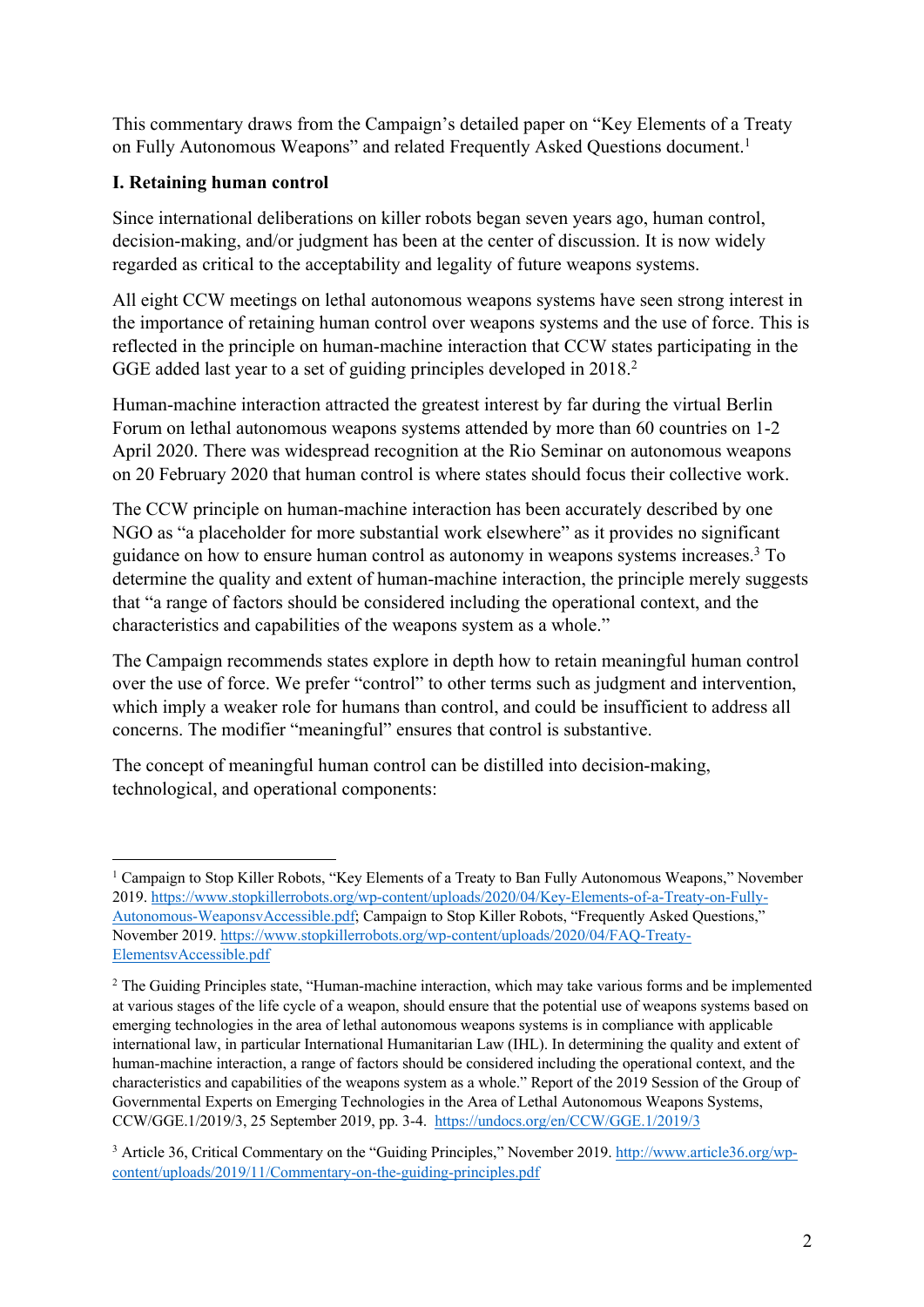This commentary draws from the Campaign's detailed paper on "Key Elements of a Treaty on Fully Autonomous Weapons" and related Frequently Asked Questions document.[1]

**I. Retaining human control**

Since international deliberations on killer robots began seven years ago, human control, decision-making, and/or judgment has been at the center of discussion. It is now widely regarded as critical to the acceptability and legality of future weapons systems.

All eight CCW meetings on lethal autonomous weapons systems have seen strong interest in the importance of retaining human control over weapons systems and the use of force. This is reflected in the principle on human-machine interaction that CCW states participating in the GGE added last year to a set of guiding principles developed in 2018.[2]

Human-machine interaction attracted the greatest interest by far during the virtual Berlin Forum on lethal autonomous weapons systems attended by more than 60 countries on 1-2 April 2020. There was widespread recognition at the Rio Seminar on autonomous weapons on 20 February 2020 that human control is where states should focus their collective work.

The CCW principle on human-machine interaction has been accurately described by one NGO as "a placeholder for more substantial work elsewhere" as it provides no significant guidance on how to ensure human control as autonomy in weapons systems increases.[3] To determine the quality and extent of human-machine interaction, the principle merely suggests that "a range of factors should be considered including the operational context, and the characteristics and capabilities of the weapons system as a whole."

The Campaign recommends states explore in depth how to retain meaningful human control over the use of force. We prefer "control" to other terms such as judgment and intervention, which imply a weaker role for humans than control, and could be insufficient to address all concerns. The modifier "meaningful" ensures that control is substantive.

The concept of meaningful human control can be distilled into decision-making, technological, and operational components:

---

[1] Campaign to Stop Killer Robots, "Key Elements of a Treaty to Ban Fully Autonomous Weapons," November 2019. https://www.stopkillerrobots.org/wp-content/uploads/2020/04/Key-Elements-of-a-Treaty-on-Fully-Autonomous-WeaponsvAccessible.pdf; Campaign to Stop Killer Robots, "Frequently Asked Questions," November 2019. https://www.stopkillerrobots.org/wp-content/uploads/2020/04/FAQ-Treaty-ElementsvAccessible.pdf

[2] The Guiding Principles state, "Human-machine interaction, which may take various forms and be implemented at various stages of the life cycle of a weapon, should ensure that the potential use of weapons systems based on emerging technologies in the area of lethal autonomous weapons systems is in compliance with applicable international law, in particular International Humanitarian Law (IHL). In determining the quality and extent of human-machine interaction, a range of factors should be considered including the operational context, and the characteristics and capabilities of the weapons system as a whole." Report of the 2019 Session of the Group of Governmental Experts on Emerging Technologies in the Area of Lethal Autonomous Weapons Systems, CCW/GGE.1/2019/3, 25 September 2019, pp. 3-4. https://undocs.org/en/CCW/GGE.1/2019/3

[3] Article 36, Critical Commentary on the "Guiding Principles," November 2019. http://www.article36.org/wp-content/uploads/2019/11/Commentary-on-the-guiding-principles.pdf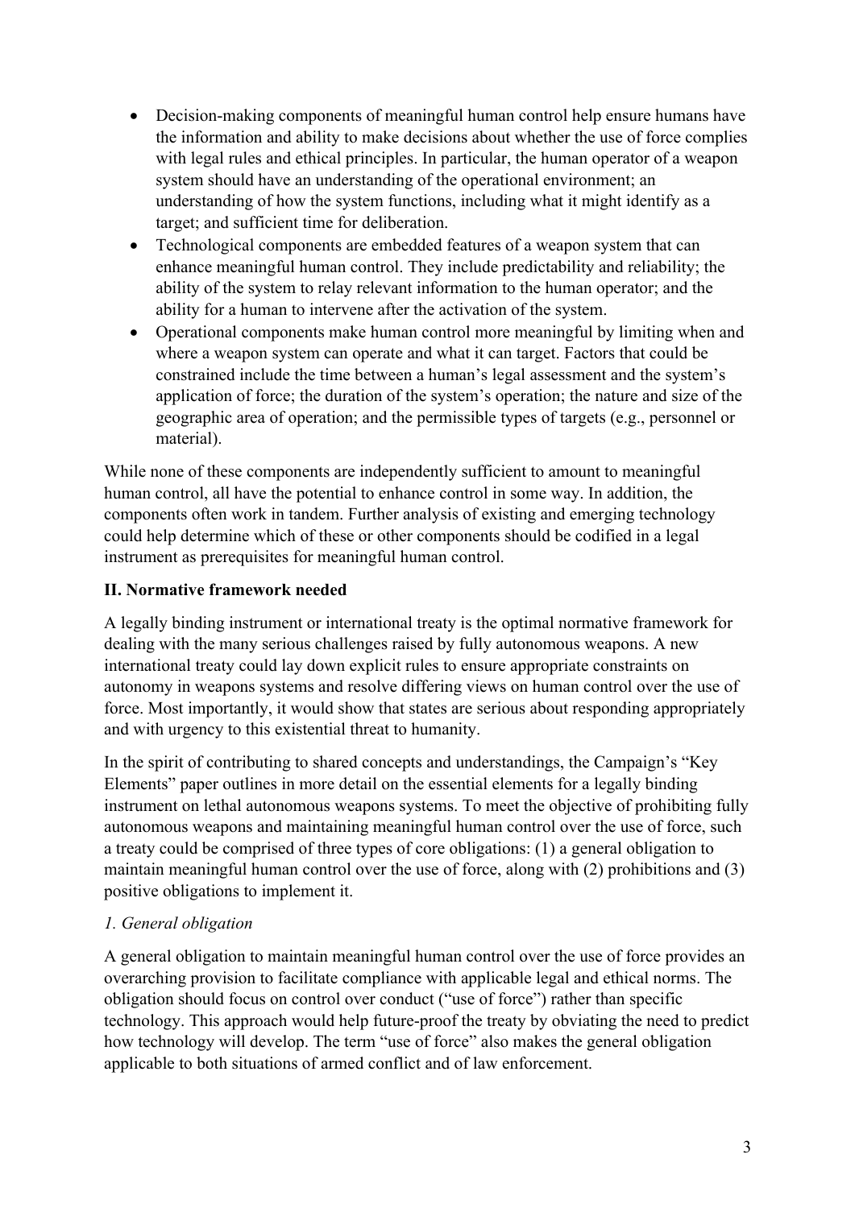- Decision-making components of meaningful human control help ensure humans have the information and ability to make decisions about whether the use of force complies with legal rules and ethical principles. In particular, the human operator of a weapon system should have an understanding of the operational environment; an understanding of how the system functions, including what it might identify as a target; and sufficient time for deliberation.
- Technological components are embedded features of a weapon system that can enhance meaningful human control. They include predictability and reliability; the ability of the system to relay relevant information to the human operator; and the ability for a human to intervene after the activation of the system.
- Operational components make human control more meaningful by limiting when and where a weapon system can operate and what it can target. Factors that could be constrained include the time between a human's legal assessment and the system's application of force; the duration of the system's operation; the nature and size of the geographic area of operation; and the permissible types of targets (e.g., personnel or material).

While none of these components are independently sufficient to amount to meaningful human control, all have the potential to enhance control in some way. In addition, the components often work in tandem. Further analysis of existing and emerging technology could help determine which of these or other components should be codified in a legal instrument as prerequisites for meaningful human control.

## II. Normative framework needed

A legally binding instrument or international treaty is the optimal normative framework for dealing with the many serious challenges raised by fully autonomous weapons. A new international treaty could lay down explicit rules to ensure appropriate constraints on autonomy in weapons systems and resolve differing views on human control over the use of force. Most importantly, it would show that states are serious about responding appropriately and with urgency to this existential threat to humanity.

In the spirit of contributing to shared concepts and understandings, the Campaign's "Key Elements" paper outlines in more detail on the essential elements for a legally binding instrument on lethal autonomous weapons systems. To meet the objective of prohibiting fully autonomous weapons and maintaining meaningful human control over the use of force, such a treaty could be comprised of three types of core obligations: (1) a general obligation to maintain meaningful human control over the use of force, along with (2) prohibitions and (3) positive obligations to implement it.

### *1. General obligation*

A general obligation to maintain meaningful human control over the use of force provides an overarching provision to facilitate compliance with applicable legal and ethical norms. The obligation should focus on control over conduct ("use of force") rather than specific technology. This approach would help future-proof the treaty by obviating the need to predict how technology will develop. The term "use of force" also makes the general obligation applicable to both situations of armed conflict and of law enforcement.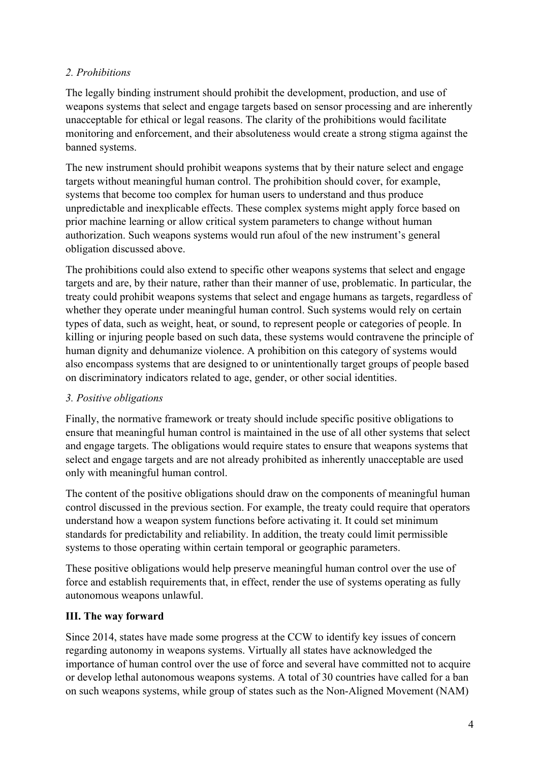*2. Prohibitions*

The legally binding instrument should prohibit the development, production, and use of weapons systems that select and engage targets based on sensor processing and are inherently unacceptable for ethical or legal reasons. The clarity of the prohibitions would facilitate monitoring and enforcement, and their absoluteness would create a strong stigma against the banned systems.

The new instrument should prohibit weapons systems that by their nature select and engage targets without meaningful human control. The prohibition should cover, for example, systems that become too complex for human users to understand and thus produce unpredictable and inexplicable effects. These complex systems might apply force based on prior machine learning or allow critical system parameters to change without human authorization. Such weapons systems would run afoul of the new instrument's general obligation discussed above.

The prohibitions could also extend to specific other weapons systems that select and engage targets and are, by their nature, rather than their manner of use, problematic. In particular, the treaty could prohibit weapons systems that select and engage humans as targets, regardless of whether they operate under meaningful human control. Such systems would rely on certain types of data, such as weight, heat, or sound, to represent people or categories of people. In killing or injuring people based on such data, these systems would contravene the principle of human dignity and dehumanize violence. A prohibition on this category of systems would also encompass systems that are designed to or unintentionally target groups of people based on discriminatory indicators related to age, gender, or other social identities.

*3. Positive obligations*

Finally, the normative framework or treaty should include specific positive obligations to ensure that meaningful human control is maintained in the use of all other systems that select and engage targets. The obligations would require states to ensure that weapons systems that select and engage targets and are not already prohibited as inherently unacceptable are used only with meaningful human control.

The content of the positive obligations should draw on the components of meaningful human control discussed in the previous section. For example, the treaty could require that operators understand how a weapon system functions before activating it. It could set minimum standards for predictability and reliability. In addition, the treaty could limit permissible systems to those operating within certain temporal or geographic parameters.

These positive obligations would help preserve meaningful human control over the use of force and establish requirements that, in effect, render the use of systems operating as fully autonomous weapons unlawful.

## III. The way forward

Since 2014, states have made some progress at the CCW to identify key issues of concern regarding autonomy in weapons systems. Virtually all states have acknowledged the importance of human control over the use of force and several have committed not to acquire or develop lethal autonomous weapons systems. A total of 30 countries have called for a ban on such weapons systems, while group of states such as the Non-Aligned Movement (NAM)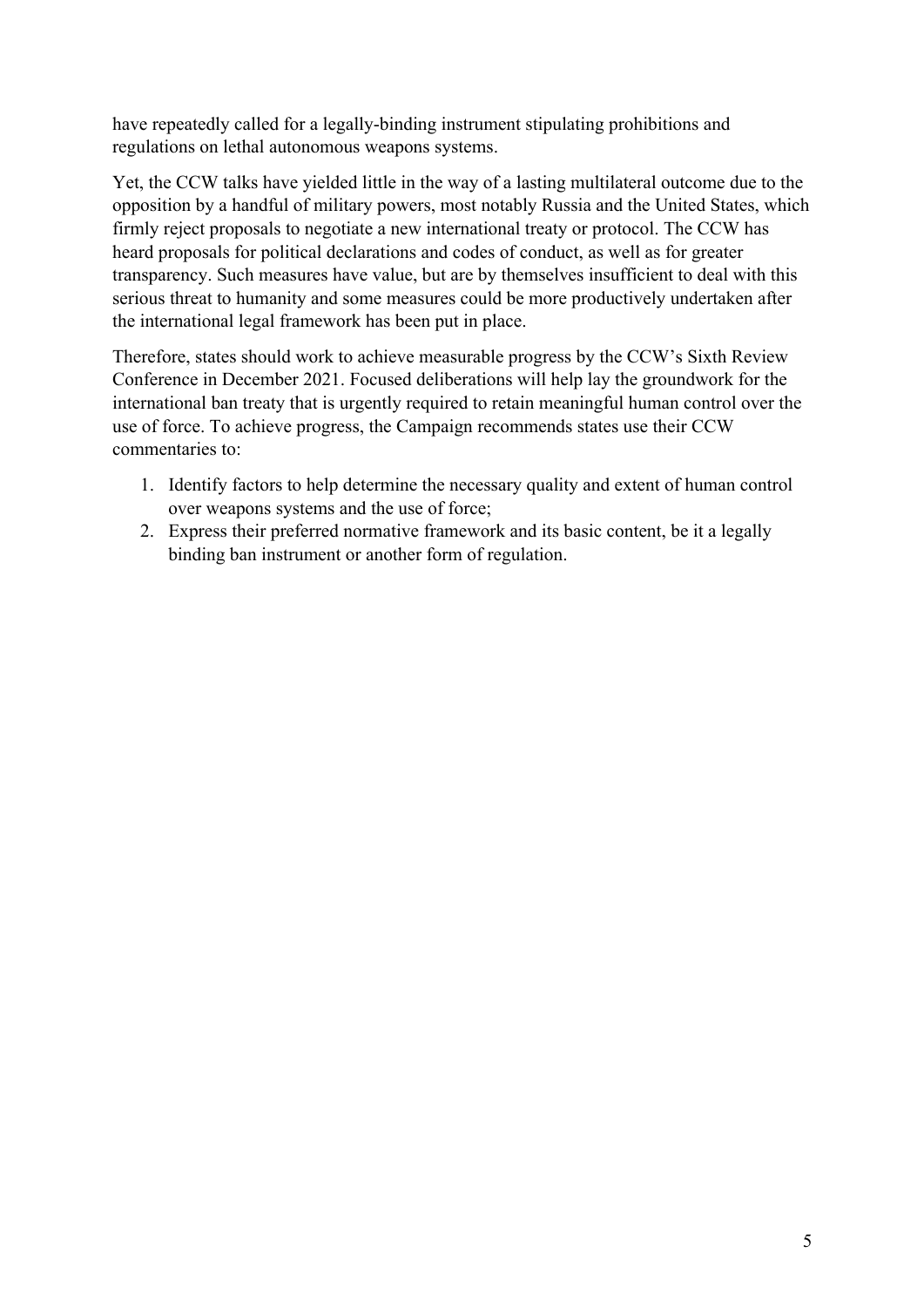have repeatedly called for a legally-binding instrument stipulating prohibitions and regulations on lethal autonomous weapons systems.

Yet, the CCW talks have yielded little in the way of a lasting multilateral outcome due to the opposition by a handful of military powers, most notably Russia and the United States, which firmly reject proposals to negotiate a new international treaty or protocol. The CCW has heard proposals for political declarations and codes of conduct, as well as for greater transparency. Such measures have value, but are by themselves insufficient to deal with this serious threat to humanity and some measures could be more productively undertaken after the international legal framework has been put in place.

Therefore, states should work to achieve measurable progress by the CCW's Sixth Review Conference in December 2021. Focused deliberations will help lay the groundwork for the international ban treaty that is urgently required to retain meaningful human control over the use of force. To achieve progress, the Campaign recommends states use their CCW commentaries to:

1. Identify factors to help determine the necessary quality and extent of human control over weapons systems and the use of force;
2. Express their preferred normative framework and its basic content, be it a legally binding ban instrument or another form of regulation.